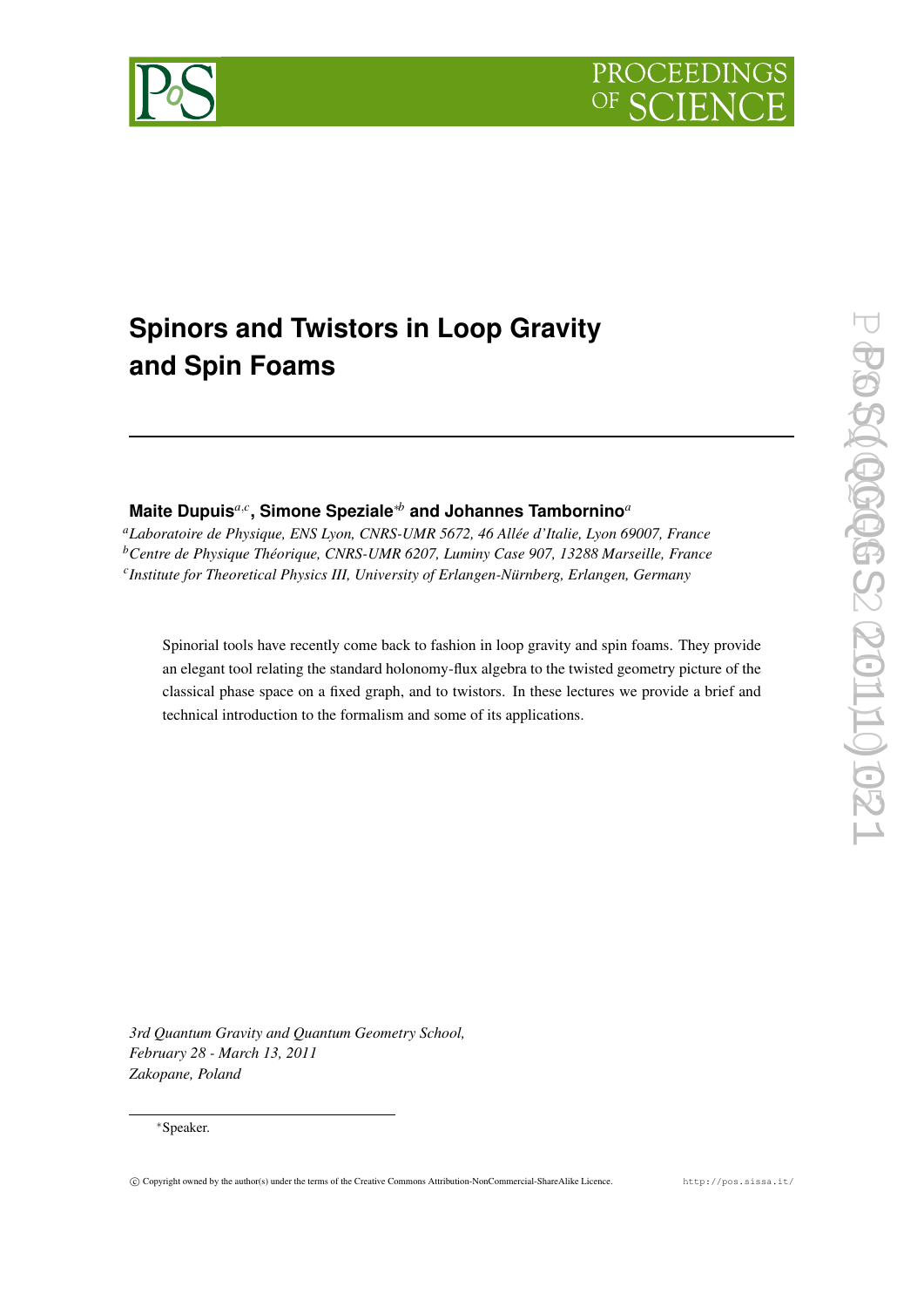# Spinors and Twistors in Loop Gravity and Spin Foams

**Maite Dupuis**[a,c], **Simone Speziale**[∗b] **and Johannes Tambornino**[a]

[a] *Laboratoire de Physique, ENS Lyon, CNRS-UMR 5672, 46 Allée d'Italie, Lyon 69007, France*
[b] *Centre de Physique Théorique, CNRS-UMR 6207, Luminy Case 907, 13288 Marseille, France*
[c] *Institute for Theoretical Physics III, University of Erlangen-Nürnberg, Erlangen, Germany*

Spinorial tools have recently come back to fashion in loop gravity and spin foams. They provide an elegant tool relating the standard holonomy-flux algebra to the twisted geometry picture of the classical phase space on a fixed graph, and to twistors. In these lectures we provide a brief and technical introduction to the formalism and some of its applications.

*3rd Quantum Gravity and Quantum Geometry School,*
*February 28 - March 13, 2011*
*Zakopane, Poland*

∗Speaker.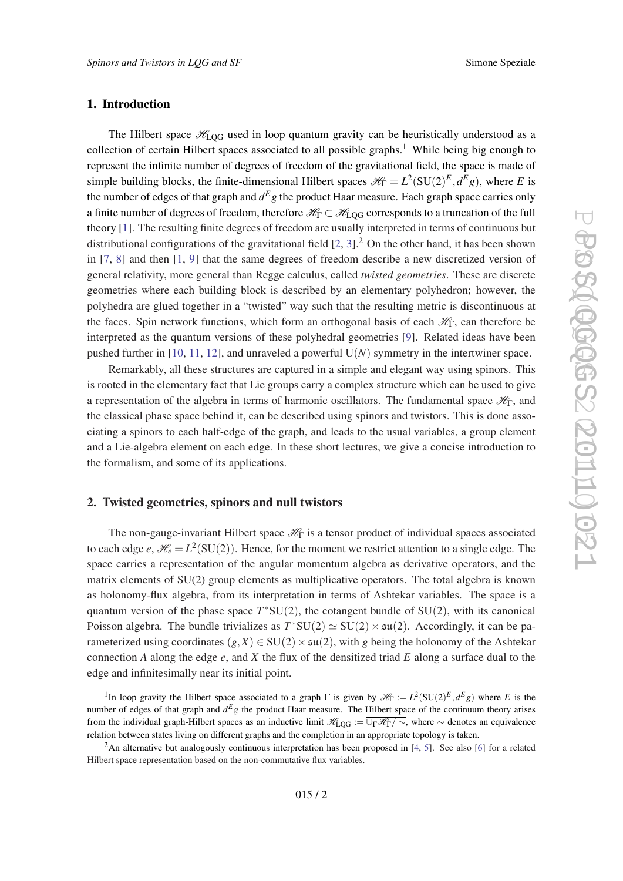## 1. Introduction

The Hilbert space $\mathscr{H}_{\rm LQG}$ used in loop quantum gravity can be heuristically understood as a collection of certain Hilbert spaces associated to all possible graphs.[1] While being big enough to represent the infinite number of degrees of freedom of the gravitational field, the space is made of simple building blocks, the finite-dimensional Hilbert spaces $\mathscr{H}_\Gamma = L^2(\mathrm{SU}(2)^E, d^E g)$, where $E$ is the number of edges of that graph and $d^E g$ the product Haar measure. Each graph space carries only a finite number of degrees of freedom, therefore $\mathscr{H}_\Gamma \subset \mathscr{H}_{\rm LQG}$ corresponds to a truncation of the full theory [1]. The resulting finite degrees of freedom are usually interpreted in terms of continuous but distributional configurations of the gravitational field [2, 3].[2] On the other hand, it has been shown in [7, 8] and then [1, 9] that the same degrees of freedom describe a new discretized version of general relativity, more general than Regge calculus, called *twisted geometries*. These are discrete geometries where each building block is described by an elementary polyhedron; however, the polyhedra are glued together in a "twisted" way such that the resulting metric is discontinuous at the faces. Spin network functions, which form an orthogonal basis of each $\mathscr{H}_\Gamma$, can therefore be interpreted as the quantum versions of these polyhedral geometries [9]. Related ideas have been pushed further in [10, 11, 12], and unraveled a powerful $\mathrm{U}(N)$ symmetry in the intertwiner space.

Remarkably, all these structures are captured in a simple and elegant way using spinors. This is rooted in the elementary fact that Lie groups carry a complex structure which can be used to give a representation of the algebra in terms of harmonic oscillators. The fundamental space $\mathscr{H}_\Gamma$, and the classical phase space behind it, can be described using spinors and twistors. This is done associating a spinors to each half-edge of the graph, and leads to the usual variables, a group element and a Lie-algebra element on each edge. In these short lectures, we give a concise introduction to the formalism, and some of its applications.

## 2. Twisted geometries, spinors and null twistors

The non-gauge-invariant Hilbert space $\mathscr{H}_\Gamma$ is a tensor product of individual spaces associated to each edge $e$, $\mathscr{H}_e = L^2(\mathrm{SU}(2))$. Hence, for the moment we restrict attention to a single edge. The space carries a representation of the angular momentum algebra as derivative operators, and the matrix elements of SU(2) group elements as multiplicative operators. The total algebra is known as holonomy-flux algebra, from its interpretation in terms of Ashtekar variables. The space is a quantum version of the phase space $T^*\mathrm{SU}(2)$, the cotangent bundle of SU(2), with its canonical Poisson algebra. The bundle trivializes as $T^*\mathrm{SU}(2) \simeq \mathrm{SU}(2) \times \mathfrak{su}(2)$. Accordingly, it can be parameterized using coordinates $(g, X) \in \mathrm{SU}(2) \times \mathfrak{su}(2)$, with $g$ being the holonomy of the Ashtekar connection $A$ along the edge $e$, and $X$ the flux of the densitized triad $E$ along a surface dual to the edge and infinitesimally near its initial point.

---

[1] In loop gravity the Hilbert space associated to a graph $\Gamma$ is given by $\mathscr{H}_\Gamma := L^2(\mathrm{SU}(2)^E, d^E g)$ where $E$ is the number of edges of that graph and $d^E g$ the product Haar measure. The Hilbert space of the continuum theory arises from the individual graph-Hilbert spaces as an inductive limit $\mathscr{H}_{\rm LQG} := \overline{\cup_\Gamma \mathscr{H}_\Gamma / \sim}$, where $\sim$ denotes an equivalence relation between states living on different graphs and the completion in an appropriate topology is taken.

[2] An alternative but analogously continuous interpretation has been proposed in [4, 5]. See also [6] for a related Hilbert space representation based on the non-commutative flux variables.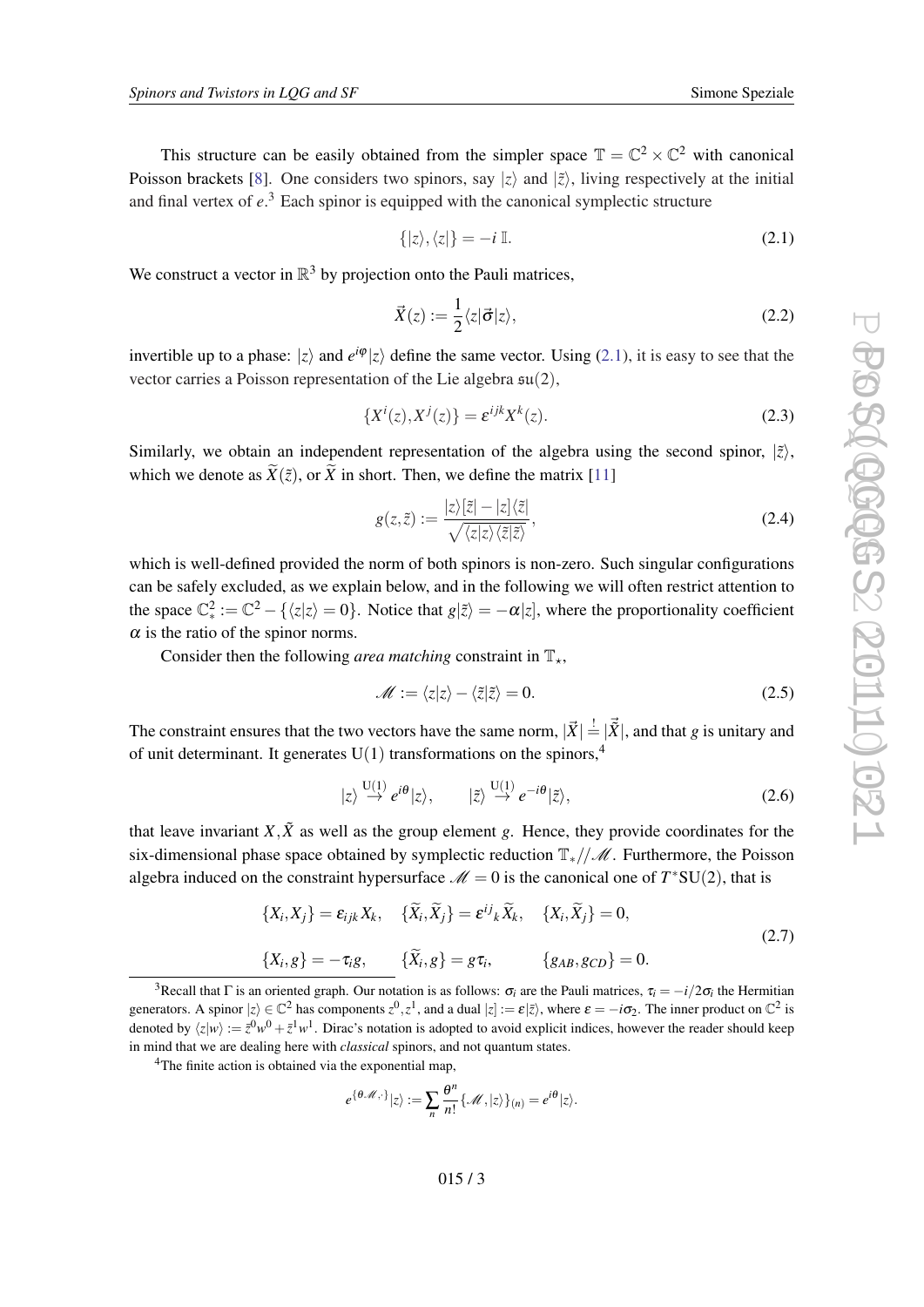This structure can be easily obtained from the simpler space $\mathbb{T} = \mathbb{C}^2 \times \mathbb{C}^2$ with canonical Poisson brackets [8]. One considers two spinors, say $|z\rangle$ and $|\tilde{z}\rangle$, living respectively at the initial and final vertex of $e$.[3] Each spinor is equipped with the canonical symplectic structure

$$\{|z\rangle, \langle z|\} = -i\,\mathbb{I}. \tag{2.1}$$

We construct a vector in $\mathbb{R}^3$ by projection onto the Pauli matrices,

$$\vec{X}(z) := \frac{1}{2}\langle z|\vec{\sigma}|z\rangle, \tag{2.2}$$

invertible up to a phase: $|z\rangle$ and $e^{i\varphi}|z\rangle$ define the same vector. Using (2.1), it is easy to see that the vector carries a Poisson representation of the Lie algebra $\mathfrak{su}(2)$,

$$\{X^i(z), X^j(z)\} = \varepsilon^{ijk} X^k(z). \tag{2.3}$$

Similarly, we obtain an independent representation of the algebra using the second spinor, $|\tilde{z}\rangle$, which we denote as $\widetilde{X}(\tilde{z})$, or $\widetilde{X}$ in short. Then, we define the matrix [11]

$$g(z,\tilde{z}) := \frac{|z\rangle[\tilde{z}| - |z]\langle\tilde{z}|}{\sqrt{\langle z|z\rangle\langle\tilde{z}|\tilde{z}\rangle}}, \tag{2.4}$$

which is well-defined provided the norm of both spinors is non-zero. Such singular configurations can be safely excluded, as we explain below, and in the following we will often restrict attention to the space $\mathbb{C}^2_* := \mathbb{C}^2 - \{\langle z|z\rangle = 0\}$. Notice that $g|\tilde{z}] = -\alpha|z]$, where the proportionality coefficient $\alpha$ is the ratio of the spinor norms.

Consider then the following *area matching* constraint in $\mathbb{T}_\star$,

$$\mathscr{M} := \langle z|z\rangle - \langle\tilde{z}|\tilde{z}\rangle = 0. \tag{2.5}$$

The constraint ensures that the two vectors have the same norm, $|\vec{X}| \stackrel{!}{=} |\vec{\widetilde{X}}|$, and that $g$ is unitary and of unit determinant. It generates $\mathrm{U}(1)$ transformations on the spinors,[4]

$$|z\rangle \stackrel{\mathrm{U}(1)}{\rightarrow} e^{i\theta}|z\rangle, \qquad |\tilde{z}\rangle \stackrel{\mathrm{U}(1)}{\rightarrow} e^{-i\theta}|\tilde{z}\rangle, \tag{2.6}$$

that leave invariant $X, \tilde{X}$ as well as the group element $g$. Hence, they provide coordinates for the six-dimensional phase space obtained by symplectic reduction $\mathbb{T}_*//\mathscr{M}$. Furthermore, the Poisson algebra induced on the constraint hypersurface $\mathscr{M} = 0$ is the canonical one of $T^*\mathrm{SU}(2)$, that is

$$\begin{aligned}
&\{X_i, X_j\} = \varepsilon_{ijk} X_k, \quad \{\widetilde{X}_i, \widetilde{X}_j\} = \varepsilon^{ij}{}_k \widetilde{X}_k, \quad \{X_i, \widetilde{X}_j\} = 0, \\
&\{X_i, g\} = -\tau_i g, \qquad \{\widetilde{X}_i, g\} = g\tau_i, \qquad \{g_{AB}, g_{CD}\} = 0.
\end{aligned} \tag{2.7}$$

---

[3] Recall that $\Gamma$ is an oriented graph. Our notation is as follows: $\sigma_i$ are the Pauli matrices, $\tau_i = -i/2\sigma_i$ the Hermitian generators. A spinor $|z\rangle \in \mathbb{C}^2$ has components $z^0, z^1$, and a dual $|z] := \varepsilon|\bar{z}\rangle$, where $\varepsilon = -i\sigma_2$. The inner product on $\mathbb{C}^2$ is denoted by $\langle z|w\rangle := \bar{z}^0 w^0 + \bar{z}^1 w^1$. Dirac's notation is adopted to avoid explicit indices, however the reader should keep in mind that we are dealing here with *classical* spinors, and not quantum states.

[4] The finite action is obtained via the exponential map,

$$e^{\{\theta\mathscr{M},\cdot\}}|z\rangle := \sum_n \frac{\theta^n}{n!}\{\mathscr{M}, |z\rangle\}_{(n)} = e^{i\theta}|z\rangle.$$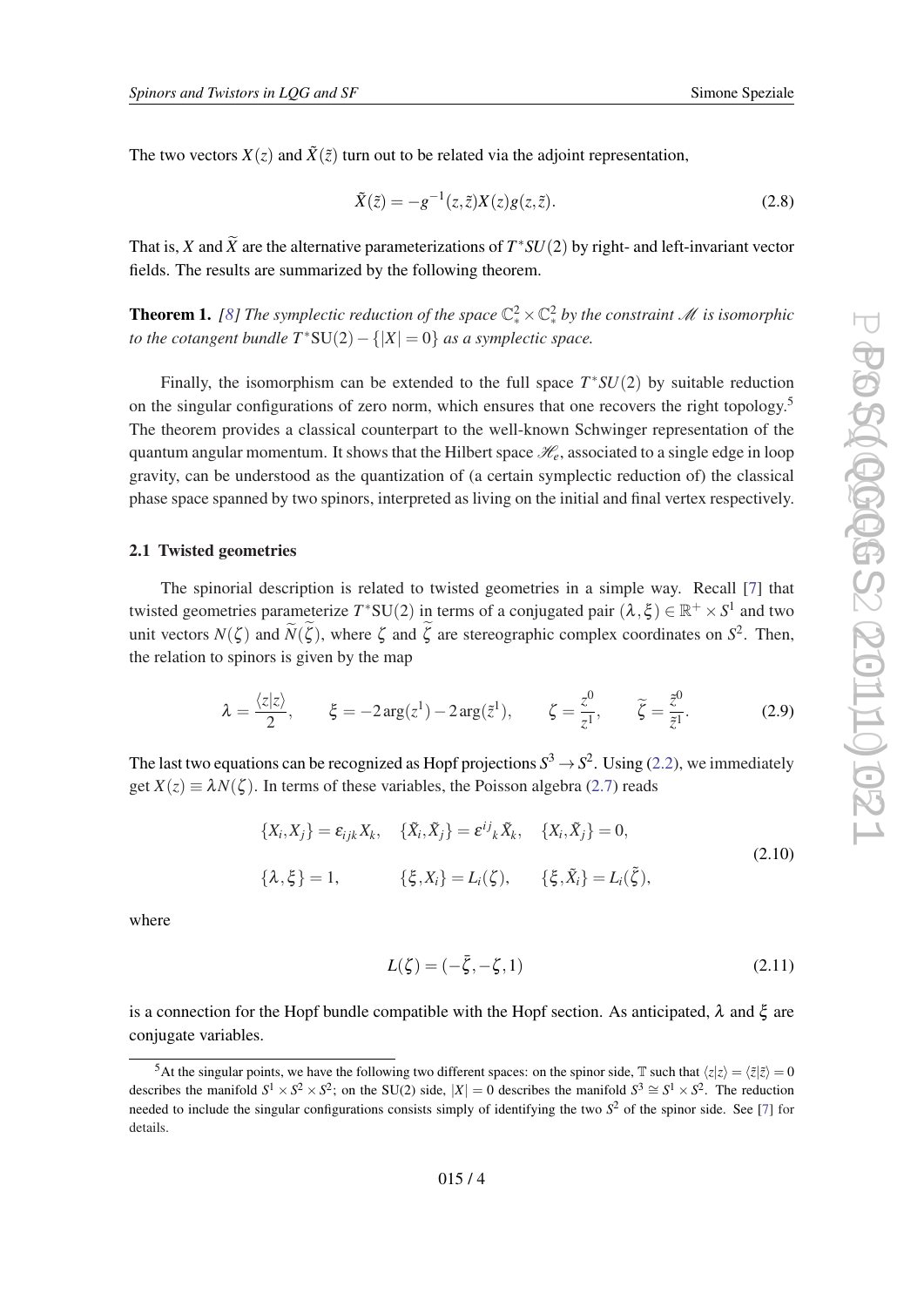The two vectors $X(z)$ and $\tilde{X}(\tilde{z})$ turn out to be related via the adjoint representation,

$$\tilde{X}(\tilde{z}) = -g^{-1}(z,\tilde{z})X(z)g(z,\tilde{z}). \tag{2.8}$$

That is, $X$ and $\widetilde{X}$ are the alternative parameterizations of $T^*SU(2)$ by right- and left-invariant vector fields. The results are summarized by the following theorem.

**Theorem 1.** *[8] The symplectic reduction of the space $\mathbb{C}^2_* \times \mathbb{C}^2_*$ by the constraint $\mathscr{M}$ is isomorphic to the cotangent bundle $T^*\mathrm{SU}(2) - \{|X| = 0\}$ as a symplectic space.*

Finally, the isomorphism can be extended to the full space $T^*SU(2)$ by suitable reduction on the singular configurations of zero norm, which ensures that one recovers the right topology.[5] The theorem provides a classical counterpart to the well-known Schwinger representation of the quantum angular momentum. It shows that the Hilbert space $\mathscr{H}_e$, associated to a single edge in loop gravity, can be understood as the quantization of (a certain symplectic reduction of) the classical phase space spanned by two spinors, interpreted as living on the initial and final vertex respectively.

### 2.1 Twisted geometries

The spinorial description is related to twisted geometries in a simple way. Recall [7] that twisted geometries parameterize $T^*\mathrm{SU}(2)$ in terms of a conjugated pair $(\lambda,\xi) \in \mathbb{R}^+ \times S^1$ and two unit vectors $N(\zeta)$ and $\widetilde{N}(\widetilde{\zeta})$, where $\zeta$ and $\widetilde{\zeta}$ are stereographic complex coordinates on $S^2$. Then, the relation to spinors is given by the map

$$\lambda = \frac{\langle z|z\rangle}{2}, \qquad \xi = -2\arg(z^1) - 2\arg(\tilde{z}^1), \qquad \zeta = \frac{z^0}{z^1}, \qquad \widetilde{\zeta} = \frac{\tilde{z}^0}{\tilde{z}^1}. \tag{2.9}$$

The last two equations can be recognized as Hopf projections $S^3 \to S^2$. Using (2.2), we immediately get $X(z) \equiv \lambda N(\zeta)$. In terms of these variables, the Poisson algebra (2.7) reads

$$\begin{aligned}
&\{X_i, X_j\} = \varepsilon_{ijk}X_k, \quad \{\tilde{X}_i, \tilde{X}_j\} = \varepsilon^{ij}{}_k \tilde{X}_k, \quad \{X_i, \tilde{X}_j\} = 0, \\
&\{\lambda, \xi\} = 1, \qquad\quad \{\xi, X_i\} = L_i(\zeta), \qquad \{\xi, \tilde{X}_i\} = L_i(\tilde{\zeta}),
\end{aligned} \tag{2.10}$$

where

$$L(\zeta) = (-\bar{\zeta}, -\zeta, 1) \tag{2.11}$$

is a connection for the Hopf bundle compatible with the Hopf section. As anticipated, $\lambda$ and $\xi$ are conjugate variables.

[5] At the singular points, we have the following two different spaces: on the spinor side, $\mathbb{T}$ such that $\langle z|z\rangle = \langle \tilde{z}|\tilde{z}\rangle = 0$ describes the manifold $S^1 \times S^2 \times S^2$; on the SU(2) side, $|X| = 0$ describes the manifold $S^3 \cong S^1 \times S^2$. The reduction needed to include the singular configurations consists simply of identifying the two $S^2$ of the spinor side. See [7] for details.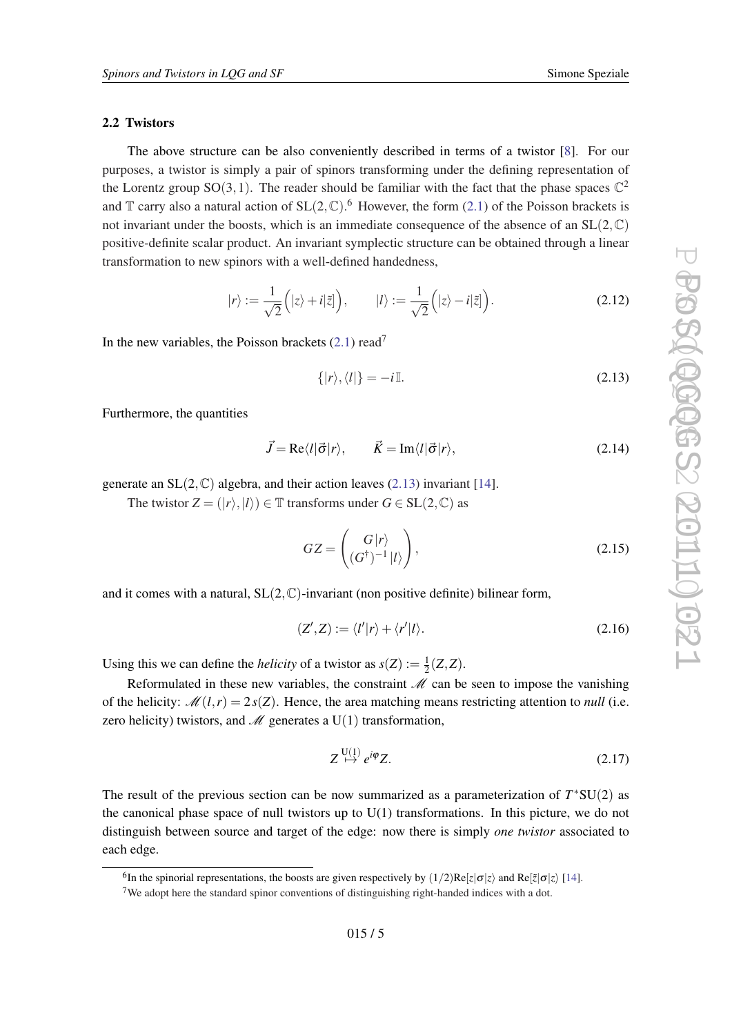### 2.2 Twistors

The above structure can be also conveniently described in terms of a twistor [8]. For our purposes, a twistor is simply a pair of spinors transforming under the defining representation of the Lorentz group $\mathrm{SO}(3,1)$. The reader should be familiar with the fact that the phase spaces $\mathbb{C}^2$ and $\mathbb{T}$ carry also a natural action of $\mathrm{SL}(2,\mathbb{C})$.[6] However, the form (2.1) of the Poisson brackets is not invariant under the boosts, which is an immediate consequence of the absence of an $\mathrm{SL}(2,\mathbb{C})$ positive-definite scalar product. An invariant symplectic structure can be obtained through a linear transformation to new spinors with a well-defined handedness,

$$|r\rangle := \frac{1}{\sqrt{2}}\Big(|z\rangle + i|\tilde{z}]\Big), \qquad |l\rangle := \frac{1}{\sqrt{2}}\Big(|z\rangle - i|\tilde{z}]\Big). \tag{2.12}$$

In the new variables, the Poisson brackets (2.1) read[7]

$$\{|r\rangle, \langle l|\} = -i\,\mathbb{I}. \tag{2.13}$$

Furthermore, the quantities

$$\vec{J} = \mathrm{Re}\langle l|\vec{\sigma}|r\rangle, \qquad \vec{K} = \mathrm{Im}\langle l|\vec{\sigma}|r\rangle, \tag{2.14}$$

generate an $\mathrm{SL}(2,\mathbb{C})$ algebra, and their action leaves (2.13) invariant [14].

The twistor $Z = (|r\rangle, |l\rangle) \in \mathbb{T}$ transforms under $G \in \mathrm{SL}(2,\mathbb{C})$ as

$$GZ = \begin{pmatrix} G\,|r\rangle \\ (G^{\dagger})^{-1}\,|l\rangle \end{pmatrix}, \tag{2.15}$$

and it comes with a natural, $\mathrm{SL}(2,\mathbb{C})$-invariant (non positive definite) bilinear form,

$$(Z', Z) := \langle l'|r\rangle + \langle r'|l\rangle. \tag{2.16}$$

Using this we can define the *helicity* of a twistor as $s(Z) := \frac{1}{2}(Z,Z)$.

Reformulated in these new variables, the constraint $\mathscr{M}$ can be seen to impose the vanishing of the helicity: $\mathscr{M}(l,r) = 2\,s(Z)$. Hence, the area matching means restricting attention to *null* (i.e. zero helicity) twistors, and $\mathscr{M}$ generates a $\mathrm{U}(1)$ transformation,

$$Z \overset{\mathrm{U}(1)}{\mapsto} e^{i\varphi} Z. \tag{2.17}$$

The result of the previous section can be now summarized as a parameterization of $T^*\mathrm{SU}(2)$ as the canonical phase space of null twistors up to $\mathrm{U}(1)$ transformations. In this picture, we do not distinguish between source and target of the edge: now there is simply *one twistor* associated to each edge.

---

[6] In the spinorial representations, the boosts are given respectively by $(1/2)\mathrm{Re}[z|\sigma|z\rangle$ and $\mathrm{Re}[\tilde{z}|\sigma|z\rangle$ [14].

[7] We adopt here the standard spinor conventions of distinguishing right-handed indices with a dot.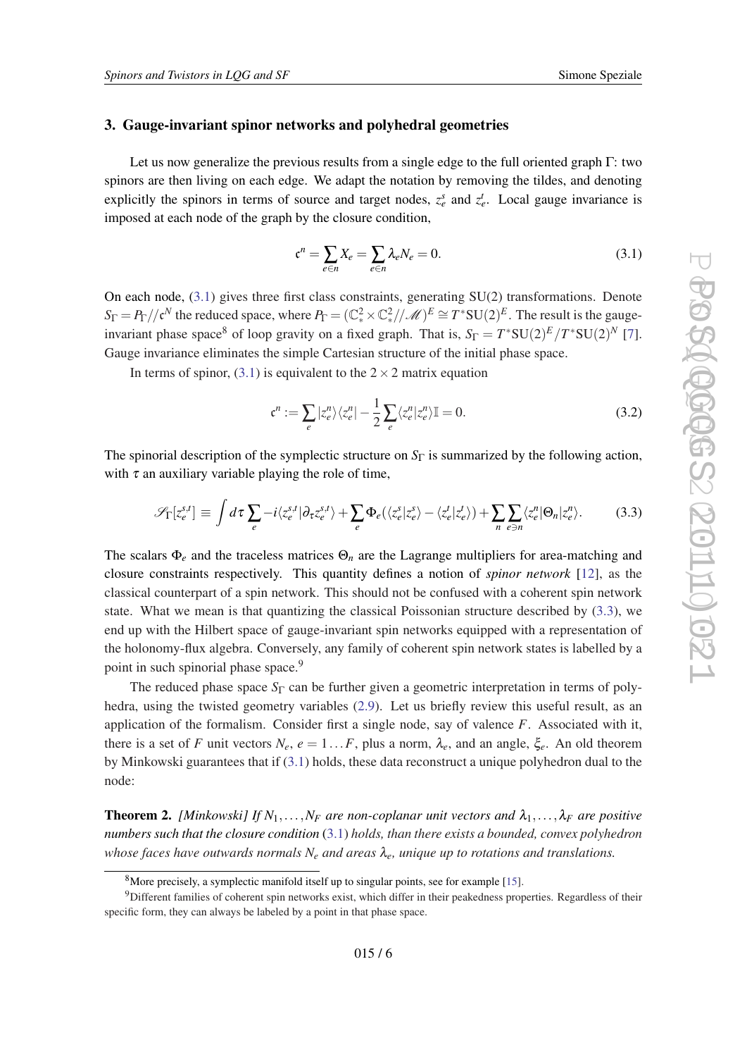## 3. Gauge-invariant spinor networks and polyhedral geometries

Let us now generalize the previous results from a single edge to the full oriented graph $\Gamma$: two spinors are then living on each edge. We adapt the notation by removing the tildes, and denoting explicitly the spinors in terms of source and target nodes, $z_e^s$ and $z_e^t$. Local gauge invariance is imposed at each node of the graph by the closure condition,

$$\mathfrak{c}^n = \sum_{e\in n} X_e = \sum_{e\in n} \lambda_e N_e = 0. \tag{3.1}$$

On each node, (3.1) gives three first class constraints, generating SU(2) transformations. Denote $S_\Gamma = P_\Gamma // \mathfrak{c}^N$ the reduced space, where $P_\Gamma = (\mathbb{C}^2_* \times \mathbb{C}^2_* // \mathscr{M})^E \cong T^*\mathrm{SU}(2)^E$. The result is the gauge-invariant phase space[8] of loop gravity on a fixed graph. That is, $S_\Gamma = T^*\mathrm{SU}(2)^E / T^*\mathrm{SU}(2)^N$ [7]. Gauge invariance eliminates the simple Cartesian structure of the initial phase space.

In terms of spinor, (3.1) is equivalent to the $2\times 2$ matrix equation

$$\mathfrak{c}^n := \sum_e |z_e^n\rangle\langle z_e^n| - \frac{1}{2}\sum_e \langle z_e^n|z_e^n\rangle \mathbb{I} = 0. \tag{3.2}$$

The spinorial description of the symplectic structure on $S_\Gamma$ is summarized by the following action, with $\tau$ an auxiliary variable playing the role of time,

$$\mathscr{S}_\Gamma[z_e^{s,t}] \equiv \int d\tau \sum_e -i\langle z_e^{s,t}|\partial_\tau z_e^{s,t}\rangle + \sum_e \Phi_e(\langle z_e^s|z_e^s\rangle - \langle z_e^t|z_e^t\rangle) + \sum_n \sum_{e\ni n} \langle z_e^n|\Theta_n|z_e^n\rangle. \tag{3.3}$$

The scalars $\Phi_e$ and the traceless matrices $\Theta_n$ are the Lagrange multipliers for area-matching and closure constraints respectively. This quantity defines a notion of *spinor network* [12], as the classical counterpart of a spin network. This should not be confused with a coherent spin network state. What we mean is that quantizing the classical Poissonian structure described by (3.3), we end up with the Hilbert space of gauge-invariant spin networks equipped with a representation of the holonomy-flux algebra. Conversely, any family of coherent spin network states is labelled by a point in such spinorial phase space.[9]

The reduced phase space $S_\Gamma$ can be further given a geometric interpretation in terms of polyhedra, using the twisted geometry variables (2.9). Let us briefly review this useful result, as an application of the formalism. Consider first a single node, say of valence $F$. Associated with it, there is a set of $F$ unit vectors $N_e$, $e = 1\dots F$, plus a norm, $\lambda_e$, and an angle, $\xi_e$. An old theorem by Minkowski guarantees that if (3.1) holds, these data reconstruct a unique polyhedron dual to the node:

**Theorem 2.** *[Minkowski] If $N_1,\dots,N_F$ are non-coplanar unit vectors and $\lambda_1,\dots,\lambda_F$ are positive numbers such that the closure condition (3.1) holds, than there exists a bounded, convex polyhedron whose faces have outwards normals $N_e$ and areas $\lambda_e$, unique up to rotations and translations.*

[8] More precisely, a symplectic manifold itself up to singular points, see for example [15].

[9] Different families of coherent spin networks exist, which differ in their peakedness properties. Regardless of their specific form, they can always be labeled by a point in that phase space.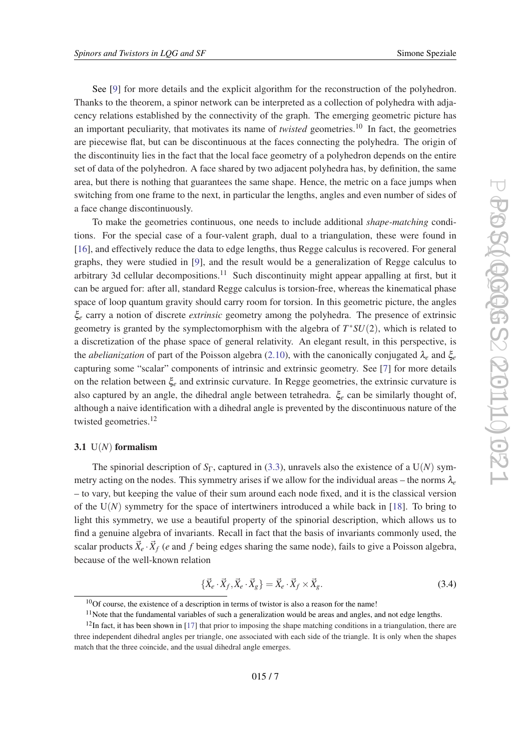See [9] for more details and the explicit algorithm for the reconstruction of the polyhedron. Thanks to the theorem, a spinor network can be interpreted as a collection of polyhedra with adjacency relations established by the connectivity of the graph. The emerging geometric picture has an important peculiarity, that motivates its name of *twisted* geometries.[10] In fact, the geometries are piecewise flat, but can be discontinuous at the faces connecting the polyhedra. The origin of the discontinuity lies in the fact that the local face geometry of a polyhedron depends on the entire set of data of the polyhedron. A face shared by two adjacent polyhedra has, by definition, the same area, but there is nothing that guarantees the same shape. Hence, the metric on a face jumps when switching from one frame to the next, in particular the lengths, angles and even number of sides of a face change discontinuously.

To make the geometries continuous, one needs to include additional *shape-matching* conditions. For the special case of a four-valent graph, dual to a triangulation, these were found in [16], and effectively reduce the data to edge lengths, thus Regge calculus is recovered. For general graphs, they were studied in [9], and the result would be a generalization of Regge calculus to arbitrary 3d cellular decompositions.[11] Such discontinuity might appear appalling at first, but it can be argued for: after all, standard Regge calculus is torsion-free, whereas the kinematical phase space of loop quantum gravity should carry room for torsion. In this geometric picture, the angles $\xi_e$ carry a notion of discrete *extrinsic* geometry among the polyhedra. The presence of extrinsic geometry is granted by the symplectomorphism with the algebra of $T^*SU(2)$, which is related to a discretization of the phase space of general relativity. An elegant result, in this perspective, is the *abelianization* of part of the Poisson algebra (2.10), with the canonically conjugated $\lambda_e$ and $\xi_e$ capturing some "scalar" components of intrinsic and extrinsic geometry. See [7] for more details on the relation between $\xi_e$ and extrinsic curvature. In Regge geometries, the extrinsic curvature is also captured by an angle, the dihedral angle between tetrahedra. $\xi_e$ can be similarly thought of, although a naive identification with a dihedral angle is prevented by the discontinuous nature of the twisted geometries.[12]

### 3.1 U($N$) formalism

The spinorial description of $S_\Gamma$, captured in (3.3), unravels also the existence of a U($N$) symmetry acting on the nodes. This symmetry arises if we allow for the individual areas – the norms $\lambda_e$ – to vary, but keeping the value of their sum around each node fixed, and it is the classical version of the U($N$) symmetry for the space of intertwiners introduced a while back in [18]. To bring to light this symmetry, we use a beautiful property of the spinorial description, which allows us to find a genuine algebra of invariants. Recall in fact that the basis of invariants commonly used, the scalar products $\vec{X}_e \cdot \vec{X}_f$ ($e$ and $f$ being edges sharing the same node), fails to give a Poisson algebra, because of the well-known relation

$$\{\vec{X}_e \cdot \vec{X}_f, \vec{X}_e \cdot \vec{X}_g\} = \vec{X}_e \cdot \vec{X}_f \times \vec{X}_g. \tag{3.4}$$

[10] Of course, the existence of a description in terms of twistor is also a reason for the name!

[11] Note that the fundamental variables of such a generalization would be areas and angles, and not edge lengths.

[12] In fact, it has been shown in [17] that prior to imposing the shape matching conditions in a triangulation, there are three independent dihedral angles per triangle, one associated with each side of the triangle. It is only when the shapes match that the three coincide, and the usual dihedral angle emerges.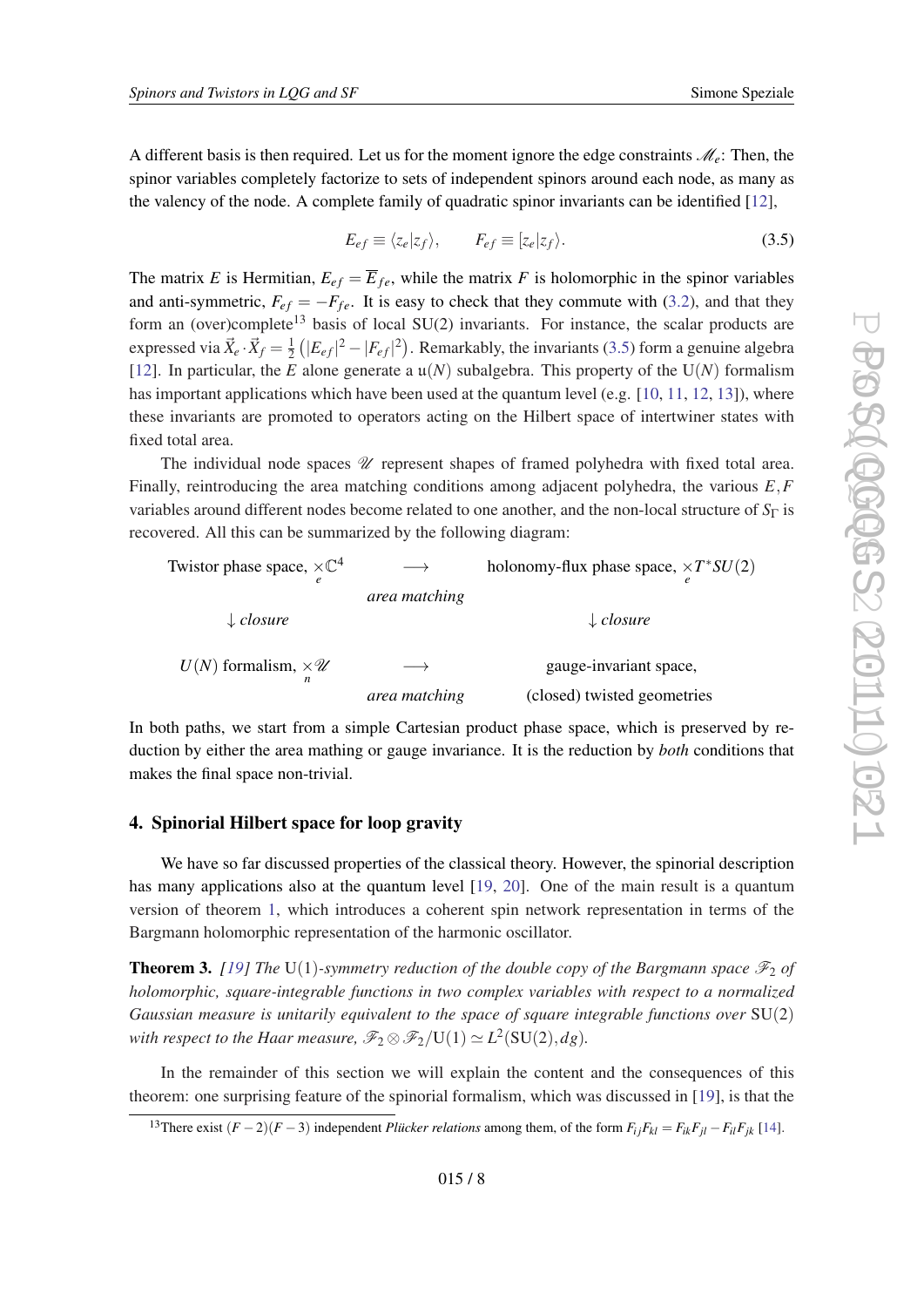A different basis is then required. Let us for the moment ignore the edge constraints $\mathscr{M}_e$: Then, the spinor variables completely factorize to sets of independent spinors around each node, as many as the valency of the node. A complete family of quadratic spinor invariants can be identified [12],

$$E_{ef} \equiv \langle z_e | z_f \rangle, \qquad F_{ef} \equiv [z_e | z_f\rangle. \tag{3.5}$$

The matrix $E$ is Hermitian, $E_{ef} = \overline{E}_{fe}$, while the matrix $F$ is holomorphic in the spinor variables and anti-symmetric, $F_{ef} = -F_{fe}$. It is easy to check that they commute with (3.2), and that they form an (over)complete[13] basis of local SU(2) invariants. For instance, the scalar products are expressed via $\vec{X}_e \cdot \vec{X}_f = \frac{1}{2}\left(|E_{ef}|^2 - |F_{ef}|^2\right)$. Remarkably, the invariants (3.5) form a genuine algebra [12]. In particular, the $E$ alone generate a $\mathfrak{u}(N)$ subalgebra. This property of the $\mathrm{U}(N)$ formalism has important applications which have been used at the quantum level (e.g. [10, 11, 12, 13]), where these invariants are promoted to operators acting on the Hilbert space of intertwiner states with fixed total area.

The individual node spaces $\mathscr{U}$ represent shapes of framed polyhedra with fixed total area. Finally, reintroducing the area matching conditions among adjacent polyhedra, the various $E, F$ variables around different nodes become related to one another, and the non-local structure of $S_\Gamma$ is recovered. All this can be summarized by the following diagram:

| | | |
|---|---|---|
| Twistor phase space, $\times_e \mathbb{C}^4$ | $\longrightarrow$ *area matching* | holonomy-flux phase space, $\times_e T^*SU(2)$ |
| $\downarrow$ *closure* | | $\downarrow$ *closure* |
| $U(N)$ formalism, $\times_n \mathscr{U}$ | $\longrightarrow$ *area matching* | gauge-invariant space, (closed) twisted geometries |

In both paths, we start from a simple Cartesian product phase space, which is preserved by reduction by either the area mathing or gauge invariance. It is the reduction by *both* conditions that makes the final space non-trivial.

## 4. Spinorial Hilbert space for loop gravity

We have so far discussed properties of the classical theory. However, the spinorial description has many applications also at the quantum level [19, 20]. One of the main result is a quantum version of theorem 1, which introduces a coherent spin network representation in terms of the Bargmann holomorphic representation of the harmonic oscillator.

**Theorem 3.** *[19] The* $\mathrm{U}(1)$*-symmetry reduction of the double copy of the Bargmann space* $\mathscr{F}_2$ *of holomorphic, square-integrable functions in two complex variables with respect to a normalized Gaussian measure is unitarily equivalent to the space of square integrable functions over* $\mathrm{SU}(2)$ *with respect to the Haar measure,* $\mathscr{F}_2 \otimes \mathscr{F}_2 / \mathrm{U}(1) \simeq L^2(\mathrm{SU}(2), dg)$.

In the remainder of this section we will explain the content and the consequences of this theorem: one surprising feature of the spinorial formalism, which was discussed in [19], is that the

[13] There exist $(F-2)(F-3)$ independent *Plücker relations* among them, of the form $F_{ij}F_{kl} = F_{ik}F_{jl} - F_{il}F_{jk}$ [14].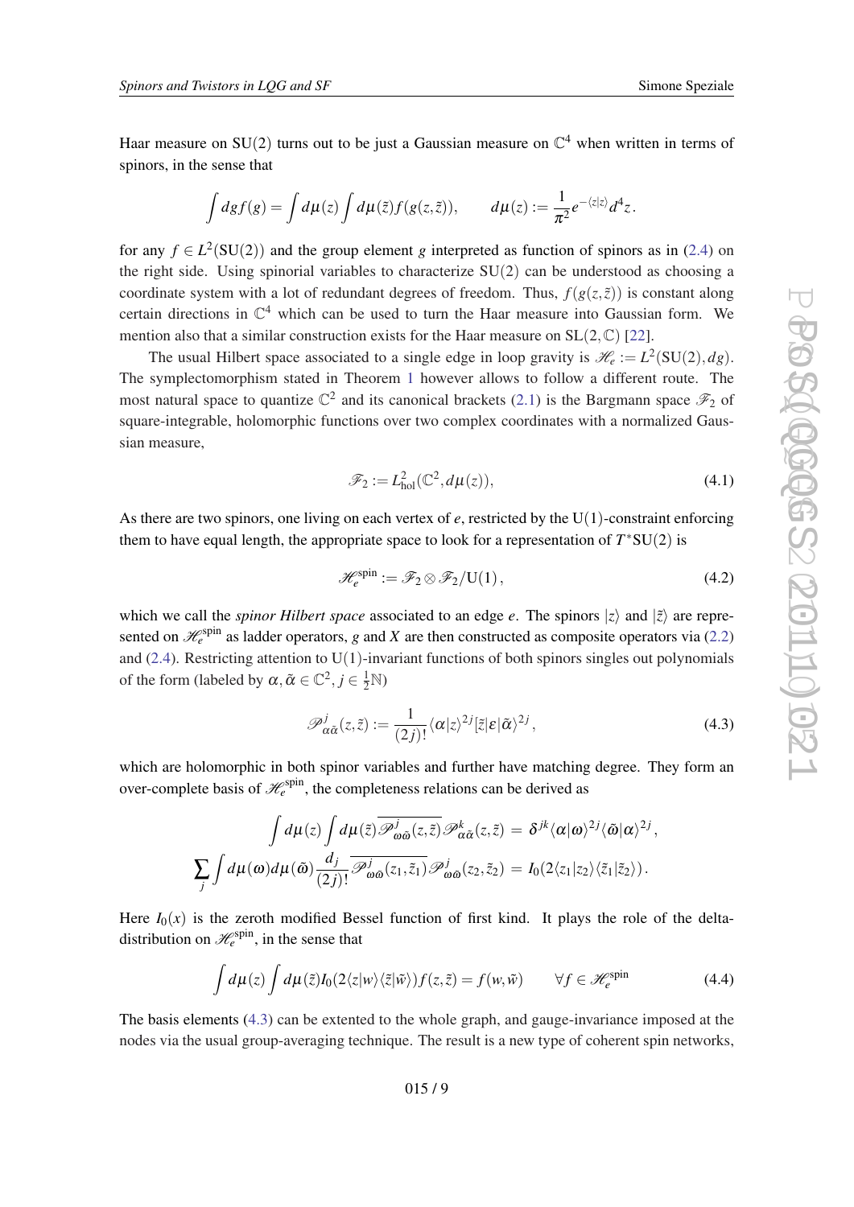Haar measure on SU(2) turns out to be just a Gaussian measure on $\mathbb{C}^4$ when written in terms of spinors, in the sense that

$$\int dg f(g) = \int d\mu(z) \int d\mu(\tilde{z}) f(g(z,\tilde{z})), \qquad d\mu(z) := \frac{1}{\pi^2} e^{-\langle z|z\rangle} d^4 z.$$

for any $f \in L^2(\mathrm{SU}(2))$ and the group element $g$ interpreted as function of spinors as in (2.4) on the right side. Using spinorial variables to characterize SU(2) can be understood as choosing a coordinate system with a lot of redundant degrees of freedom. Thus, $f(g(z,\tilde{z}))$ is constant along certain directions in $\mathbb{C}^4$ which can be used to turn the Haar measure into Gaussian form. We mention also that a similar construction exists for the Haar measure on $\mathrm{SL}(2,\mathbb{C})$ [22].

The usual Hilbert space associated to a single edge in loop gravity is $\mathscr{H}_e := L^2(\mathrm{SU}(2), dg)$. The symplectomorphism stated in Theorem 1 however allows to follow a different route. The most natural space to quantize $\mathbb{C}^2$ and its canonical brackets (2.1) is the Bargmann space $\mathscr{F}_2$ of square-integrable, holomorphic functions over two complex coordinates with a normalized Gaussian measure,

$$\mathscr{F}_2 := L^2_{\mathrm{hol}}(\mathbb{C}^2, d\mu(z)), \tag{4.1}$$

As there are two spinors, one living on each vertex of $e$, restricted by the U(1)-constraint enforcing them to have equal length, the appropriate space to look for a representation of $T^*\mathrm{SU}(2)$ is

$$\mathscr{H}_e^{\mathrm{spin}} := \mathscr{F}_2 \otimes \mathscr{F}_2 / \mathrm{U}(1), \tag{4.2}$$

which we call the *spinor Hilbert space* associated to an edge $e$. The spinors $|z\rangle$ and $|\tilde{z}\rangle$ are represented on $\mathscr{H}_e^{\mathrm{spin}}$ as ladder operators, $g$ and $X$ are then constructed as composite operators via (2.2) and (2.4). Restricting attention to U(1)-invariant functions of both spinors singles out polynomials of the form (labeled by $\alpha, \tilde{\alpha} \in \mathbb{C}^2$, $j \in \frac{1}{2}\mathbb{N}$)

$$\mathscr{P}^j_{\alpha\tilde{\alpha}}(z,\tilde{z}) := \frac{1}{(2j)!} \langle \alpha|z\rangle^{2j} [\tilde{z}|\varepsilon|\tilde{\alpha}\rangle^{2j}, \tag{4.3}$$

which are holomorphic in both spinor variables and further have matching degree. They form an over-complete basis of $\mathscr{H}_e^{\mathrm{spin}}$, the completeness relations can be derived as

$$\int d\mu(z) \int d\mu(\tilde{z}) \overline{\mathscr{P}^j_{\omega\tilde{\omega}}(z,\tilde{z})} \mathscr{P}^k_{\alpha\tilde{\alpha}}(z,\tilde{z}) = \delta^{jk} \langle \alpha|\omega\rangle^{2j} \langle \tilde{\omega}|\alpha\rangle^{2j},$$

$$\sum_j \int d\mu(\omega) d\mu(\tilde{\omega}) \frac{d_j}{(2j)!} \overline{\mathscr{P}^j_{\omega\tilde{\omega}}(z_1,\tilde{z}_1)} \mathscr{P}^j_{\omega\tilde{\omega}}(z_2,\tilde{z}_2) = I_0(2\langle z_1|z_2\rangle \langle \tilde{z}_1|\tilde{z}_2\rangle).$$

Here $I_0(x)$ is the zeroth modified Bessel function of first kind. It plays the role of the delta-distribution on $\mathscr{H}_e^{\mathrm{spin}}$, in the sense that

$$\int d\mu(z) \int d\mu(\tilde{z}) I_0(2\langle z|w\rangle \langle \tilde{z}|\tilde{w}\rangle) f(z,\tilde{z}) = f(w,\tilde{w}) \qquad \forall f \in \mathscr{H}_e^{\mathrm{spin}} \tag{4.4}$$

The basis elements (4.3) can be extented to the whole graph, and gauge-invariance imposed at the nodes via the usual group-averaging technique. The result is a new type of coherent spin networks,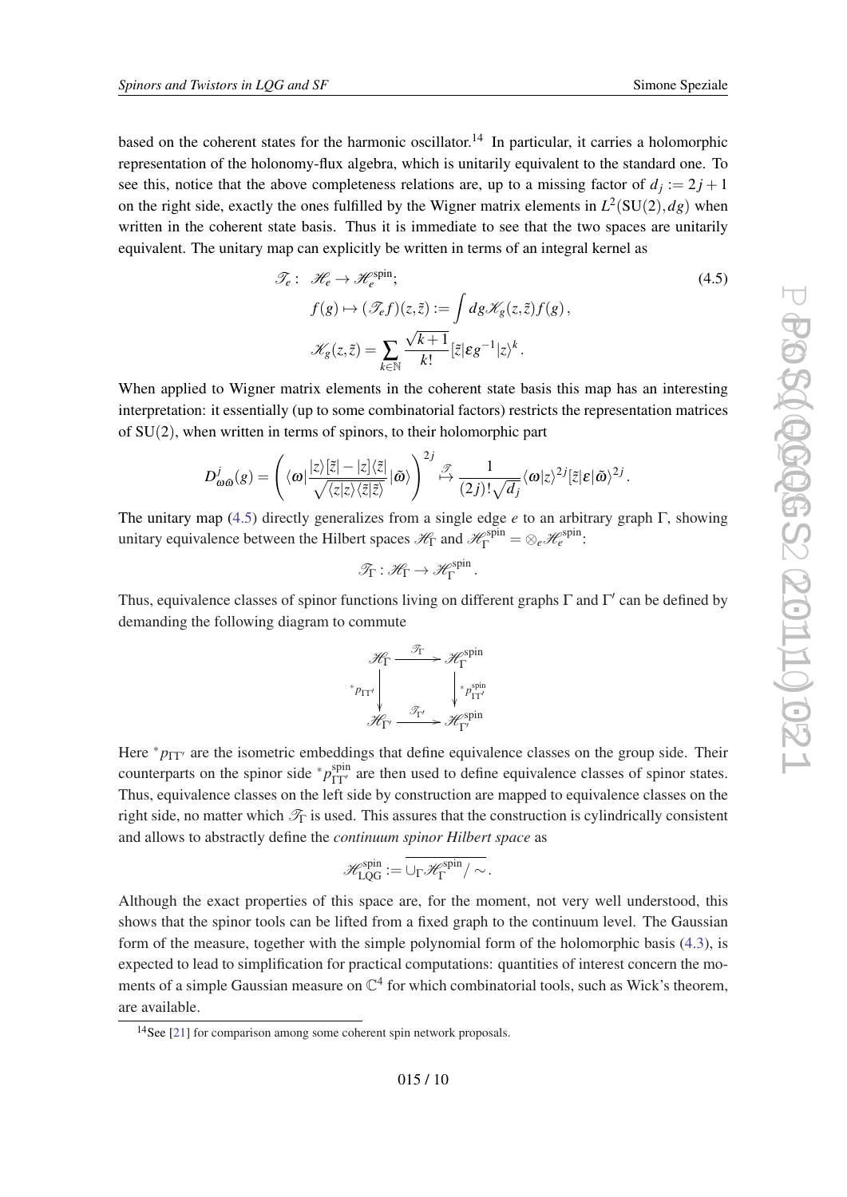based on the coherent states for the harmonic oscillator.[14] In particular, it carries a holomorphic representation of the holonomy-flux algebra, which is unitarily equivalent to the standard one. To see this, notice that the above completeness relations are, up to a missing factor of $d_j := 2j+1$ on the right side, exactly the ones fulfilled by the Wigner matrix elements in $L^2(\mathrm{SU}(2), dg)$ when written in the coherent state basis. Thus it is immediate to see that the two spaces are unitarily equivalent. The unitary map can explicitly be written in terms of an integral kernel as

$$
\begin{aligned}
\mathscr{T}_e: \ & \mathscr{H}_e \to \mathscr{H}_e^{\text{spin}}; \\
& f(g) \mapsto (\mathscr{T}_e f)(z, \tilde{z}) := \int dg \mathscr{K}_g(z, \tilde{z}) f(g), \\
& \mathscr{K}_g(z, \tilde{z}) = \sum_{k \in \mathbb{N}} \frac{\sqrt{k+1}}{k!} [\tilde{z}|\varepsilon g^{-1}|z\rangle^k.
\end{aligned}
\tag{4.5}
$$

When applied to Wigner matrix elements in the coherent state basis this map has an interesting interpretation: it essentially (up to some combinatorial factors) restricts the representation matrices of SU(2), when written in terms of spinors, to their holomorphic part

$$
D^j_{\omega\tilde{\omega}}(g) = \left( \langle \omega | \frac{|z\rangle[\tilde{z}| - |z]\langle \tilde{z}|}{\sqrt{\langle z|z\rangle \langle \tilde{z}|\tilde{z}\rangle}} |\tilde{\omega}\rangle \right)^{2j} \overset{\mathscr{T}}{\mapsto} \frac{1}{(2j)! \sqrt{d_j}} \langle \omega | z\rangle^{2j} [\tilde{z}|\varepsilon|\tilde{\omega}\rangle^{2j}.
$$

The unitary map (4.5) directly generalizes from a single edge $e$ to an arbitrary graph $\Gamma$, showing unitary equivalence between the Hilbert spaces $\mathscr{H}_\Gamma$ and $\mathscr{H}_\Gamma^{\text{spin}} = \otimes_e \mathscr{H}_e^{\text{spin}}$:

$$
\mathscr{T}_\Gamma : \mathscr{H}_\Gamma \to \mathscr{H}_\Gamma^{\text{spin}}.
$$

Thus, equivalence classes of spinor functions living on different graphs $\Gamma$ and $\Gamma'$ can be defined by demanding the following diagram to commute

$$
\begin{array}{ccc}
\mathscr{H}_\Gamma & \xrightarrow{\mathscr{T}_\Gamma} & \mathscr{H}_\Gamma^{\text{spin}} \\
\Big\downarrow {}^*p_{\Gamma\Gamma'} & & \Big\downarrow {}^*p^{\text{spin}}_{\Gamma\Gamma'} \\
\mathscr{H}_{\Gamma'} & \xrightarrow{\mathscr{T}_{\Gamma'}} & \mathscr{H}_{\Gamma'}^{\text{spin}}
\end{array}
$$

Here ${}^*p_{\Gamma\Gamma'}$ are the isometric embeddings that define equivalence classes on the group side. Their counterparts on the spinor side ${}^*p^{\text{spin}}_{\Gamma\Gamma'}$ are then used to define equivalence classes of spinor states. Thus, equivalence classes on the left side by construction are mapped to equivalence classes on the right side, no matter which $\mathscr{T}_\Gamma$ is used. This assures that the construction is cylindrically consistent and allows to abstractly define the *continuum spinor Hilbert space* as

$$
\mathscr{H}^{\text{spin}}_{\text{LQG}} := \overline{\cup_\Gamma \mathscr{H}_\Gamma^{\text{spin}} / \sim}.
$$

Although the exact properties of this space are, for the moment, not very well understood, this shows that the spinor tools can be lifted from a fixed graph to the continuum level. The Gaussian form of the measure, together with the simple polynomial form of the holomorphic basis (4.3), is expected to lead to simplification for practical computations: quantities of interest concern the moments of a simple Gaussian measure on $\mathbb{C}^4$ for which combinatorial tools, such as Wick's theorem, are available.

[14] See [21] for comparison among some coherent spin network proposals.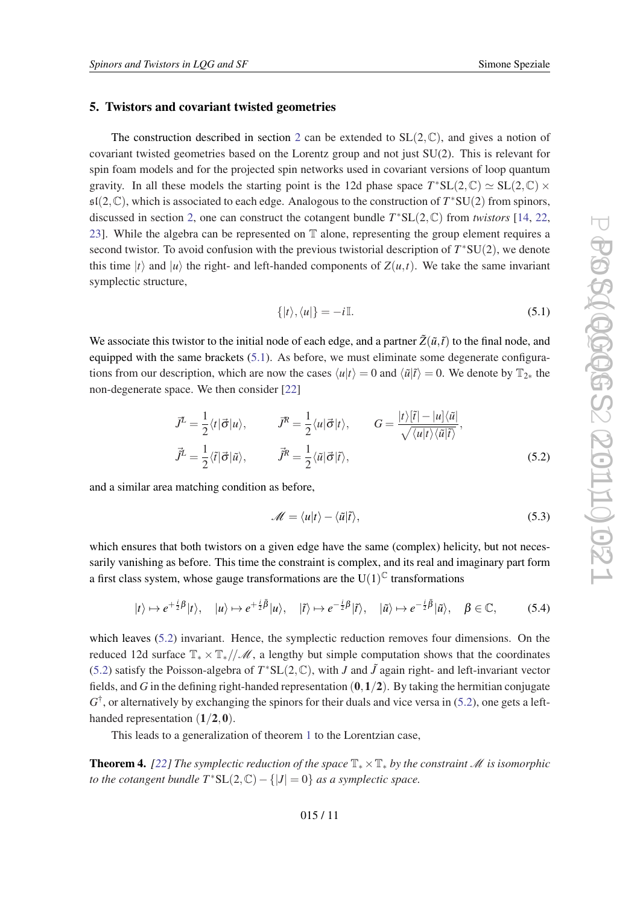## 5. Twistors and covariant twisted geometries

The construction described in section 2 can be extended to $\mathrm{SL}(2,\mathbb{C})$, and gives a notion of covariant twisted geometries based on the Lorentz group and not just SU(2). This is relevant for spin foam models and for the projected spin networks used in covariant versions of loop quantum gravity. In all these models the starting point is the 12d phase space $T^*\mathrm{SL}(2,\mathbb{C}) \simeq \mathrm{SL}(2,\mathbb{C}) \times \mathfrak{sl}(2,\mathbb{C})$, which is associated to each edge. Analogous to the construction of $T^*\mathrm{SU}(2)$ from spinors, discussed in section 2, one can construct the cotangent bundle $T^*\mathrm{SL}(2,\mathbb{C})$ from *twistors* [14, 22, 23]. While the algebra can be represented on $\mathbb{T}$ alone, representing the group element requires a second twistor. To avoid confusion with the previous twistorial description of $T^*\mathrm{SU}(2)$, we denote this time $|t\rangle$ and $|u\rangle$ the right- and left-handed components of $Z(u,t)$. We take the same invariant symplectic structure,

$$\{|t\rangle, \langle u|\} = -i\mathbb{I}. \tag{5.1}$$

We associate this twistor to the initial node of each edge, and a partner $\tilde{Z}(\tilde{u},\tilde{t})$ to the final node, and equipped with the same brackets (5.1). As before, we must eliminate some degenerate configurations from our description, which are now the cases $\langle u|t\rangle = 0$ and $\langle \tilde{u}|\tilde{t}\rangle = 0$. We denote by $\mathbb{T}_{2*}$ the non-degenerate space. We then consider [22]

$$\begin{aligned}
&\vec{J}^L = \frac{1}{2}\langle t|\vec{\sigma}|u\rangle, \qquad \vec{J}^R = \frac{1}{2}\langle u|\vec{\sigma}|t\rangle, \qquad G = \frac{|t\rangle[\tilde{t}| - |u]\langle\tilde{u}|}{\sqrt{\langle u|t\rangle\langle\tilde{u}|\tilde{t}\rangle}}, \\
&\vec{\tilde{J}}^L = \frac{1}{2}\langle\tilde{t}|\vec{\sigma}|\tilde{u}\rangle, \qquad \vec{\tilde{J}}^R = \frac{1}{2}\langle\tilde{u}|\vec{\sigma}|\tilde{t}\rangle,
\end{aligned} \tag{5.2}$$

and a similar area matching condition as before,

$$\mathscr{M} = \langle u|t\rangle - \langle\tilde{u}|\tilde{t}\rangle, \tag{5.3}$$

which ensures that both twistors on a given edge have the same (complex) helicity, but not necessarily vanishing as before. This time the constraint is complex, and its real and imaginary part form a first class system, whose gauge transformations are the $\mathrm{U}(1)^{\mathbb{C}}$ transformations

$$|t\rangle \mapsto e^{+\frac{i}{2}\beta}|t\rangle, \quad |u\rangle \mapsto e^{+\frac{i}{2}\bar{\beta}}|u\rangle, \quad |\tilde{t}\rangle \mapsto e^{-\frac{i}{2}\beta}|\tilde{t}\rangle, \quad |\tilde{u}\rangle \mapsto e^{-\frac{i}{2}\bar{\beta}}|\tilde{u}\rangle, \quad \beta \in \mathbb{C}, \tag{5.4}$$

which leaves (5.2) invariant. Hence, the symplectic reduction removes four dimensions. On the reduced 12d surface $\mathbb{T}_* \times \mathbb{T}_* // \mathscr{M}$, a lengthy but simple computation shows that the coordinates (5.2) satisfy the Poisson-algebra of $T^*\mathrm{SL}(2,\mathbb{C})$, with $J$ and $\tilde{J}$ again right- and left-invariant vector fields, and $G$ in the defining right-handed representation $(\mathbf{0},\mathbf{1/2})$. By taking the hermitian conjugate $G^\dagger$, or alternatively by exchanging the spinors for their duals and vice versa in (5.2), one gets a left-handed representation $(\mathbf{1/2},\mathbf{0})$.

This leads to a generalization of theorem 1 to the Lorentzian case,

**Theorem 4.** *[22] The symplectic reduction of the space $\mathbb{T}_* \times \mathbb{T}_*$ by the constraint $\mathscr{M}$ is isomorphic to the cotangent bundle $T^*\mathrm{SL}(2,\mathbb{C}) - \{|J| = 0\}$ as a symplectic space.*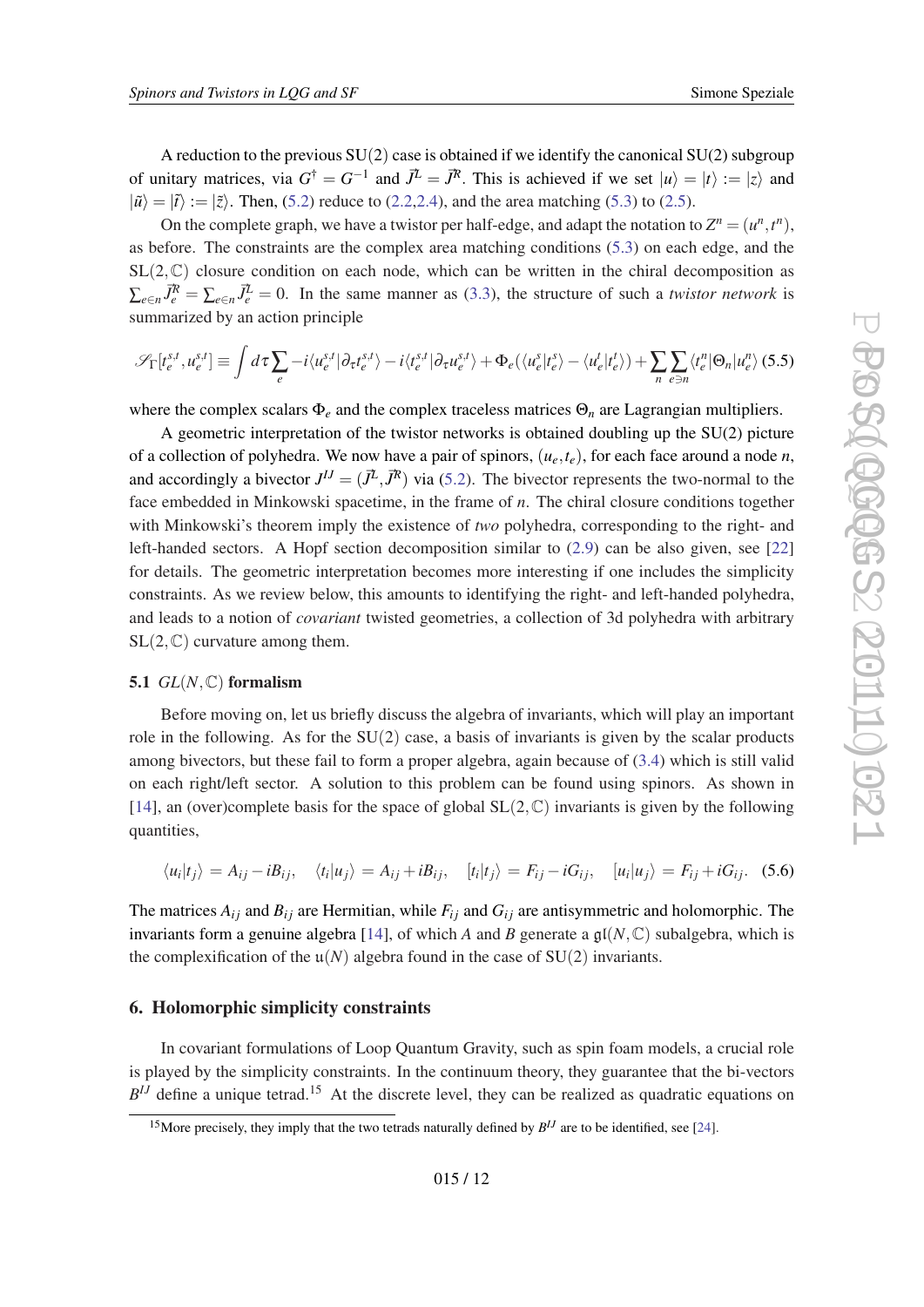A reduction to the previous SU(2) case is obtained if we identify the canonical SU(2) subgroup of unitary matrices, via $G^\dagger = G^{-1}$ and $\vec{J}^L = \vec{J}^R$. This is achieved if we set $|u\rangle = |t\rangle := |z\rangle$ and $|\tilde{u}\rangle = |\tilde{t}\rangle := |\tilde{z}\rangle$. Then, (5.2) reduce to (2.2,2.4), and the area matching (5.3) to (2.5).

On the complete graph, we have a twistor per half-edge, and adapt the notation to $Z^n = (u^n, t^n)$, as before. The constraints are the complex area matching conditions (5.3) on each edge, and the $\mathrm{SL}(2,\mathbb{C})$ closure condition on each node, which can be written in the chiral decomposition as $\sum_{e\in n} \vec{J}_e^R = \sum_{e\in n} \vec{J}_e^L = 0$. In the same manner as (3.3), the structure of such a *twistor network* is summarized by an action principle

$$
\mathscr{S}_\Gamma[t_e^{s,t}, u_e^{s,t}] \equiv \int d\tau \sum_e -i\langle u_e^{s,t}|\partial_\tau t_e^{s,t}\rangle - i\langle t_e^{s,t}|\partial_\tau u_e^{s,t}\rangle + \Phi_e(\langle u_e^s|t_e^s\rangle - \langle u_e^t|t_e^t\rangle) + \sum_n \sum_{e\ni n} \langle t_e^n|\Theta_n|u_e^n\rangle \quad (5.5)
$$

where the complex scalars $\Phi_e$ and the complex traceless matrices $\Theta_n$ are Lagrangian multipliers.

A geometric interpretation of the twistor networks is obtained doubling up the SU(2) picture of a collection of polyhedra. We now have a pair of spinors, $(u_e, t_e)$, for each face around a node $n$, and accordingly a bivector $J^{IJ} = (\vec{J}^L, \vec{J}^R)$ via (5.2). The bivector represents the two-normal to the face embedded in Minkowski spacetime, in the frame of $n$. The chiral closure conditions together with Minkowski's theorem imply the existence of *two* polyhedra, corresponding to the right- and left-handed sectors. A Hopf section decomposition similar to (2.9) can be also given, see [22] for details. The geometric interpretation becomes more interesting if one includes the simplicity constraints. As we review below, this amounts to identifying the right- and left-handed polyhedra, and leads to a notion of *covariant* twisted geometries, a collection of 3d polyhedra with arbitrary $\mathrm{SL}(2,\mathbb{C})$ curvature among them.

### 5.1 $GL(N,\mathbb{C})$ formalism

Before moving on, let us briefly discuss the algebra of invariants, which will play an important role in the following. As for the SU(2) case, a basis of invariants is given by the scalar products among bivectors, but these fail to form a proper algebra, again because of (3.4) which is still valid on each right/left sector. A solution to this problem can be found using spinors. As shown in [14], an (over)complete basis for the space of global $\mathrm{SL}(2,\mathbb{C})$ invariants is given by the following quantities,

$$
\langle u_i|t_j\rangle = A_{ij} - iB_{ij}, \quad \langle t_i|u_j\rangle = A_{ij} + iB_{ij}, \quad [t_i|t_j\rangle = F_{ij} - iG_{ij}, \quad [u_i|u_j\rangle = F_{ij} + iG_{ij}. \quad (5.6)
$$

The matrices $A_{ij}$ and $B_{ij}$ are Hermitian, while $F_{ij}$ and $G_{ij}$ are antisymmetric and holomorphic. The invariants form a genuine algebra [14], of which $A$ and $B$ generate a $\mathfrak{gl}(N,\mathbb{C})$ subalgebra, which is the complexification of the $\mathfrak{u}(N)$ algebra found in the case of SU(2) invariants.

## 6. Holomorphic simplicity constraints

In covariant formulations of Loop Quantum Gravity, such as spin foam models, a crucial role is played by the simplicity constraints. In the continuum theory, they guarantee that the bi-vectors $B^{IJ}$ define a unique tetrad.[15] At the discrete level, they can be realized as quadratic equations on

[15] More precisely, they imply that the two tetrads naturally defined by $B^{IJ}$ are to be identified, see [24].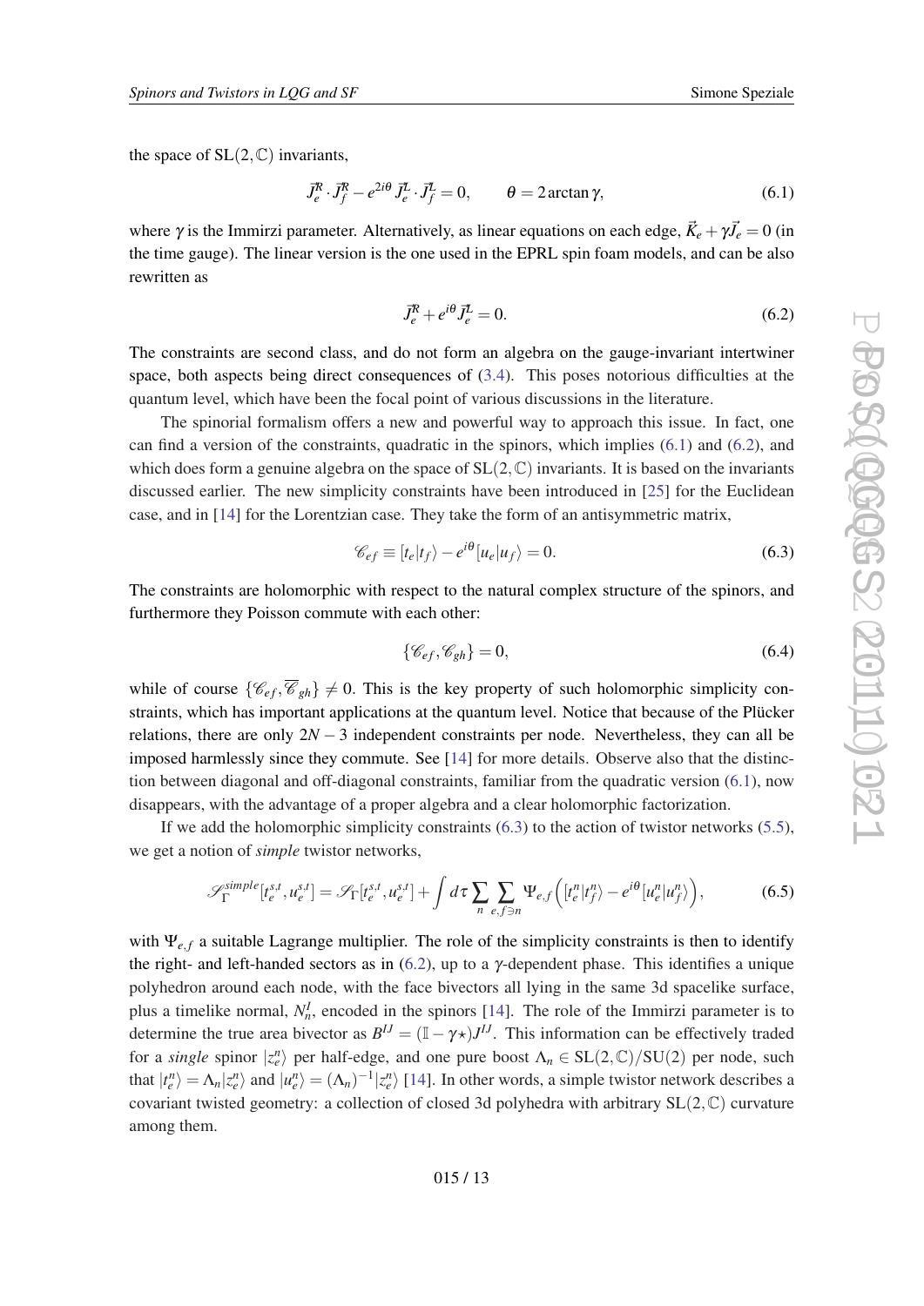the space of $\mathrm{SL}(2,\mathbb{C})$ invariants,

$$\vec{J}^R_e \cdot \vec{J}^R_f - e^{2i\theta}\, \vec{J}^L_e \cdot \vec{J}^L_f = 0, \qquad \theta = 2\arctan\gamma, \tag{6.1}$$

where $\gamma$ is the Immirzi parameter. Alternatively, as linear equations on each edge, $\vec{K}_e + \gamma \vec{J}_e = 0$ (in the time gauge). The linear version is the one used in the EPRL spin foam models, and can be also rewritten as

$$\vec{J}^R_e + e^{i\theta}\, \vec{J}^L_e = 0. \tag{6.2}$$

The constraints are second class, and do not form an algebra on the gauge-invariant intertwiner space, both aspects being direct consequences of (3.4). This poses notorious difficulties at the quantum level, which have been the focal point of various discussions in the literature.

The spinorial formalism offers a new and powerful way to approach this issue. In fact, one can find a version of the constraints, quadratic in the spinors, which implies (6.1) and (6.2), and which does form a genuine algebra on the space of $\mathrm{SL}(2,\mathbb{C})$ invariants. It is based on the invariants discussed earlier. The new simplicity constraints have been introduced in [25] for the Euclidean case, and in [14] for the Lorentzian case. They take the form of an antisymmetric matrix,

$$\mathscr{C}_{ef} \equiv [t_e|t_f\rangle - e^{i\theta}[u_e|u_f\rangle = 0. \tag{6.3}$$

The constraints are holomorphic with respect to the natural complex structure of the spinors, and furthermore they Poisson commute with each other:

$$\{\mathscr{C}_{ef}, \mathscr{C}_{gh}\} = 0, \tag{6.4}$$

while of course $\{\mathscr{C}_{ef}, \overline{\mathscr{C}}_{gh}\} \neq 0$. This is the key property of such holomorphic simplicity constraints, which has important applications at the quantum level. Notice that because of the Plücker relations, there are only $2N-3$ independent constraints per node. Nevertheless, they can all be imposed harmlessly since they commute. See [14] for more details. Observe also that the distinction between diagonal and off-diagonal constraints, familiar from the quadratic version (6.1), now disappears, with the advantage of a proper algebra and a clear holomorphic factorization.

If we add the holomorphic simplicity constraints (6.3) to the action of twistor networks (5.5), we get a notion of *simple* twistor networks,

$$\mathscr{S}^{simple}_\Gamma[t^{s,t}_e, u^{s,t}_e] = \mathscr{S}_\Gamma[t^{s,t}_e, u^{s,t}_e] + \int d\tau \sum_n \sum_{e,f\ni n} \Psi_{e,f}\left([t^n_e|t^n_f\rangle - e^{i\theta}[u^n_e|u^n_f\rangle\right), \tag{6.5}$$

with $\Psi_{e,f}$ a suitable Lagrange multiplier. The role of the simplicity constraints is then to identify the right- and left-handed sectors as in (6.2), up to a $\gamma$-dependent phase. This identifies a unique polyhedron around each node, with the face bivectors all lying in the same 3d spacelike surface, plus a timelike normal, $N^I_n$, encoded in the spinors [14]. The role of the Immirzi parameter is to determine the true area bivector as $B^{IJ} = (\mathbb{I} - \gamma\star)J^{IJ}$. This information can be effectively traded for a *single* spinor $|z^n_e\rangle$ per half-edge, and one pure boost $\Lambda_n \in \mathrm{SL}(2,\mathbb{C})/\mathrm{SU}(2)$ per node, such that $|t^n_e\rangle = \Lambda_n|z^n_e\rangle$ and $|u^n_e\rangle = (\Lambda_n)^{-1}|z^n_e\rangle$ [14]. In other words, a simple twistor network describes a covariant twisted geometry: a collection of closed 3d polyhedra with arbitrary $\mathrm{SL}(2,\mathbb{C})$ curvature among them.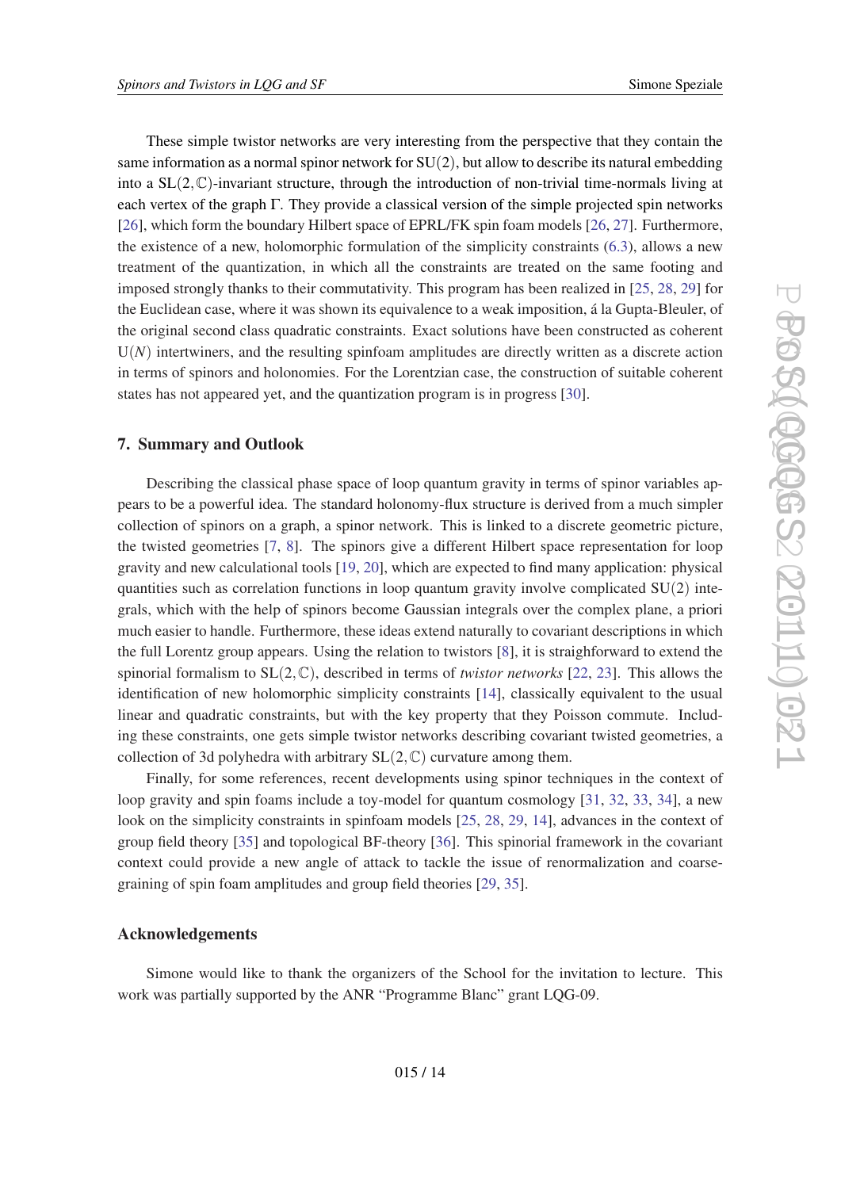These simple twistor networks are very interesting from the perspective that they contain the same information as a normal spinor network for $\mathrm{SU}(2)$, but allow to describe its natural embedding into a $\mathrm{SL}(2,\mathbb{C})$-invariant structure, through the introduction of non-trivial time-normals living at each vertex of the graph $\Gamma$. They provide a classical version of the simple projected spin networks [26], which form the boundary Hilbert space of EPRL/FK spin foam models [26, 27]. Furthermore, the existence of a new, holomorphic formulation of the simplicity constraints (6.3), allows a new treatment of the quantization, in which all the constraints are treated on the same footing and imposed strongly thanks to their commutativity. This program has been realized in [25, 28, 29] for the Euclidean case, where it was shown its equivalence to a weak imposition, á la Gupta-Bleuler, of the original second class quadratic constraints. Exact solutions have been constructed as coherent $\mathrm{U}(N)$ intertwiners, and the resulting spinfoam amplitudes are directly written as a discrete action in terms of spinors and holonomies. For the Lorentzian case, the construction of suitable coherent states has not appeared yet, and the quantization program is in progress [30].

## 7. Summary and Outlook

Describing the classical phase space of loop quantum gravity in terms of spinor variables appears to be a powerful idea. The standard holonomy-flux structure is derived from a much simpler collection of spinors on a graph, a spinor network. This is linked to a discrete geometric picture, the twisted geometries [7, 8]. The spinors give a different Hilbert space representation for loop gravity and new calculational tools [19, 20], which are expected to find many application: physical quantities such as correlation functions in loop quantum gravity involve complicated $\mathrm{SU}(2)$ integrals, which with the help of spinors become Gaussian integrals over the complex plane, a priori much easier to handle. Furthermore, these ideas extend naturally to covariant descriptions in which the full Lorentz group appears. Using the relation to twistors [8], it is straightforward to extend the spinorial formalism to $\mathrm{SL}(2,\mathbb{C})$, described in terms of *twistor networks* [22, 23]. This allows the identification of new holomorphic simplicity constraints [14], classically equivalent to the usual linear and quadratic constraints, but with the key property that they Poisson commute. Including these constraints, one gets simple twistor networks describing covariant twisted geometries, a collection of 3d polyhedra with arbitrary $\mathrm{SL}(2,\mathbb{C})$ curvature among them.

Finally, for some references, recent developments using spinor techniques in the context of loop gravity and spin foams include a toy-model for quantum cosmology [31, 32, 33, 34], a new look on the simplicity constraints in spinfoam models [25, 28, 29, 14], advances in the context of group field theory [35] and topological BF-theory [36]. This spinorial framework in the covariant context could provide a new angle of attack to tackle the issue of renormalization and coarse-graining of spin foam amplitudes and group field theories [29, 35].

### Acknowledgements

Simone would like to thank the organizers of the School for the invitation to lecture. This work was partially supported by the ANR "Programme Blanc" grant LQG-09.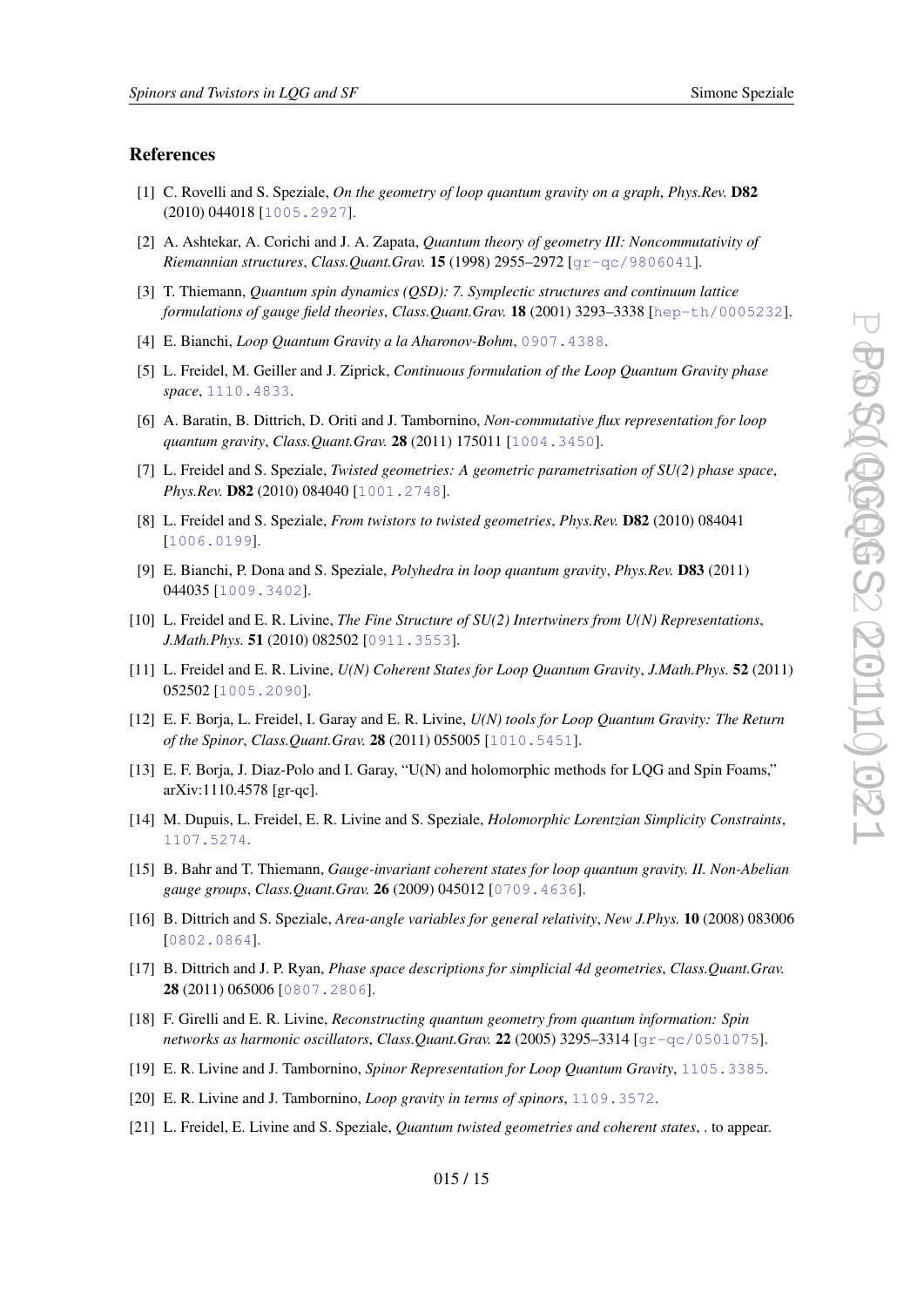## References

[1] C. Rovelli and S. Speziale, *On the geometry of loop quantum gravity on a graph*, *Phys.Rev.* **D82** (2010) 044018 [1005.2927].

[2] A. Ashtekar, A. Corichi and J. A. Zapata, *Quantum theory of geometry III: Noncommutativity of Riemannian structures*, *Class.Quant.Grav.* **15** (1998) 2955–2972 [gr-qc/9806041].

[3] T. Thiemann, *Quantum spin dynamics (QSD): 7. Symplectic structures and continuum lattice formulations of gauge field theories*, *Class.Quant.Grav.* **18** (2001) 3293–3338 [hep-th/0005232].

[4] E. Bianchi, *Loop Quantum Gravity a la Aharonov-Bohm*, 0907.4388.

[5] L. Freidel, M. Geiller and J. Ziprick, *Continuous formulation of the Loop Quantum Gravity phase space*, 1110.4833.

[6] A. Baratin, B. Dittrich, D. Oriti and J. Tambornino, *Non-commutative flux representation for loop quantum gravity*, *Class.Quant.Grav.* **28** (2011) 175011 [1004.3450].

[7] L. Freidel and S. Speziale, *Twisted geometries: A geometric parametrisation of SU(2) phase space*, *Phys.Rev.* **D82** (2010) 084040 [1001.2748].

[8] L. Freidel and S. Speziale, *From twistors to twisted geometries*, *Phys.Rev.* **D82** (2010) 084041 [1006.0199].

[9] E. Bianchi, P. Dona and S. Speziale, *Polyhedra in loop quantum gravity*, *Phys.Rev.* **D83** (2011) 044035 [1009.3402].

[10] L. Freidel and E. R. Livine, *The Fine Structure of SU(2) Intertwiners from U(N) Representations*, *J.Math.Phys.* **51** (2010) 082502 [0911.3553].

[11] L. Freidel and E. R. Livine, *U(N) Coherent States for Loop Quantum Gravity*, *J.Math.Phys.* **52** (2011) 052502 [1005.2090].

[12] E. F. Borja, L. Freidel, I. Garay and E. R. Livine, *U(N) tools for Loop Quantum Gravity: The Return of the Spinor*, *Class.Quant.Grav.* **28** (2011) 055005 [1010.5451].

[13] E. F. Borja, J. Diaz-Polo and I. Garay, "U(N) and holomorphic methods for LQG and Spin Foams," arXiv:1110.4578 [gr-qc].

[14] M. Dupuis, L. Freidel, E. R. Livine and S. Speziale, *Holomorphic Lorentzian Simplicity Constraints*, 1107.5274.

[15] B. Bahr and T. Thiemann, *Gauge-invariant coherent states for loop quantum gravity. II. Non-Abelian gauge groups*, *Class.Quant.Grav.* **26** (2009) 045012 [0709.4636].

[16] B. Dittrich and S. Speziale, *Area-angle variables for general relativity*, *New J.Phys.* **10** (2008) 083006 [0802.0864].

[17] B. Dittrich and J. P. Ryan, *Phase space descriptions for simplicial 4d geometries*, *Class.Quant.Grav.* **28** (2011) 065006 [0807.2806].

[18] F. Girelli and E. R. Livine, *Reconstructing quantum geometry from quantum information: Spin networks as harmonic oscillators*, *Class.Quant.Grav.* **22** (2005) 3295–3314 [gr-qc/0501075].

[19] E. R. Livine and J. Tambornino, *Spinor Representation for Loop Quantum Gravity*, 1105.3385.

[20] E. R. Livine and J. Tambornino, *Loop gravity in terms of spinors*, 1109.3572.

[21] L. Freidel, E. Livine and S. Speziale, *Quantum twisted geometries and coherent states*, . to appear.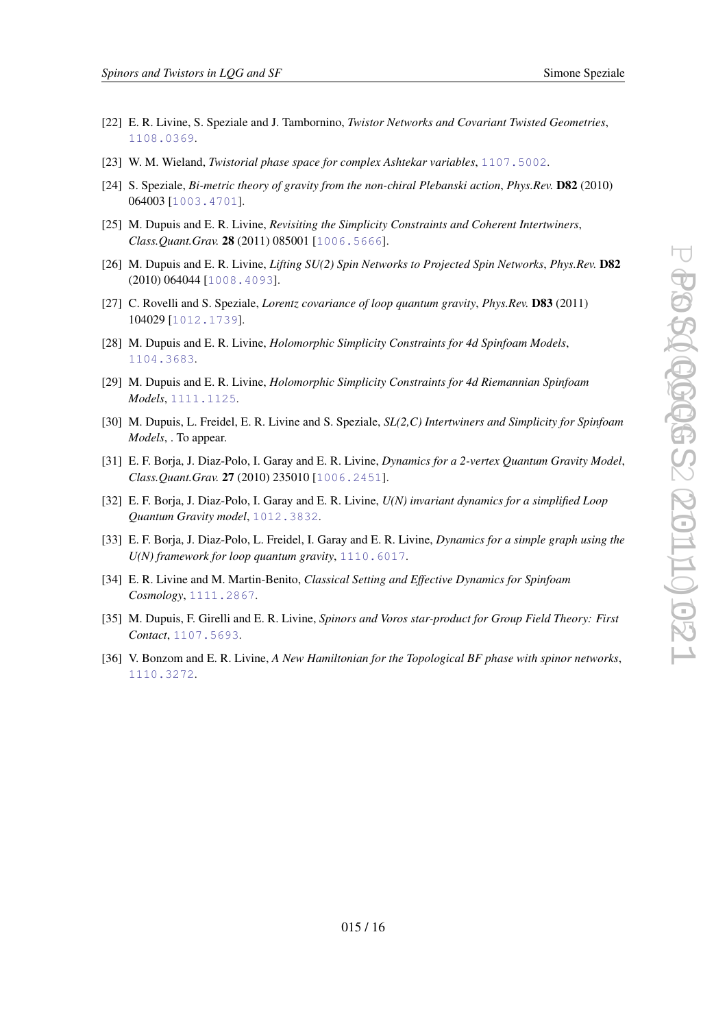[22] E. R. Livine, S. Speziale and J. Tambornino, *Twistor Networks and Covariant Twisted Geometries*, 1108.0369.

[23] W. M. Wieland, *Twistorial phase space for complex Ashtekar variables*, 1107.5002.

[24] S. Speziale, *Bi-metric theory of gravity from the non-chiral Plebanski action*, *Phys.Rev.* **D82** (2010) 064003 [1003.4701].

[25] M. Dupuis and E. R. Livine, *Revisiting the Simplicity Constraints and Coherent Intertwiners*, *Class.Quant.Grav.* **28** (2011) 085001 [1006.5666].

[26] M. Dupuis and E. R. Livine, *Lifting SU(2) Spin Networks to Projected Spin Networks*, *Phys.Rev.* **D82** (2010) 064044 [1008.4093].

[27] C. Rovelli and S. Speziale, *Lorentz covariance of loop quantum gravity*, *Phys.Rev.* **D83** (2011) 104029 [1012.1739].

[28] M. Dupuis and E. R. Livine, *Holomorphic Simplicity Constraints for 4d Spinfoam Models*, 1104.3683.

[29] M. Dupuis and E. R. Livine, *Holomorphic Simplicity Constraints for 4d Riemannian Spinfoam Models*, 1111.1125.

[30] M. Dupuis, L. Freidel, E. R. Livine and S. Speziale, *SL(2,C) Intertwiners and Simplicity for Spinfoam Models*, . To appear.

[31] E. F. Borja, J. Diaz-Polo, I. Garay and E. R. Livine, *Dynamics for a 2-vertex Quantum Gravity Model*, *Class.Quant.Grav.* **27** (2010) 235010 [1006.2451].

[32] E. F. Borja, J. Diaz-Polo, I. Garay and E. R. Livine, *U(N) invariant dynamics for a simplified Loop Quantum Gravity model*, 1012.3832.

[33] E. F. Borja, J. Diaz-Polo, L. Freidel, I. Garay and E. R. Livine, *Dynamics for a simple graph using the U(N) framework for loop quantum gravity*, 1110.6017.

[34] E. R. Livine and M. Martin-Benito, *Classical Setting and Effective Dynamics for Spinfoam Cosmology*, 1111.2867.

[35] M. Dupuis, F. Girelli and E. R. Livine, *Spinors and Voros star-product for Group Field Theory: First Contact*, 1107.5693.

[36] V. Bonzom and E. R. Livine, *A New Hamiltonian for the Topological BF phase with spinor networks*, 1110.3272.